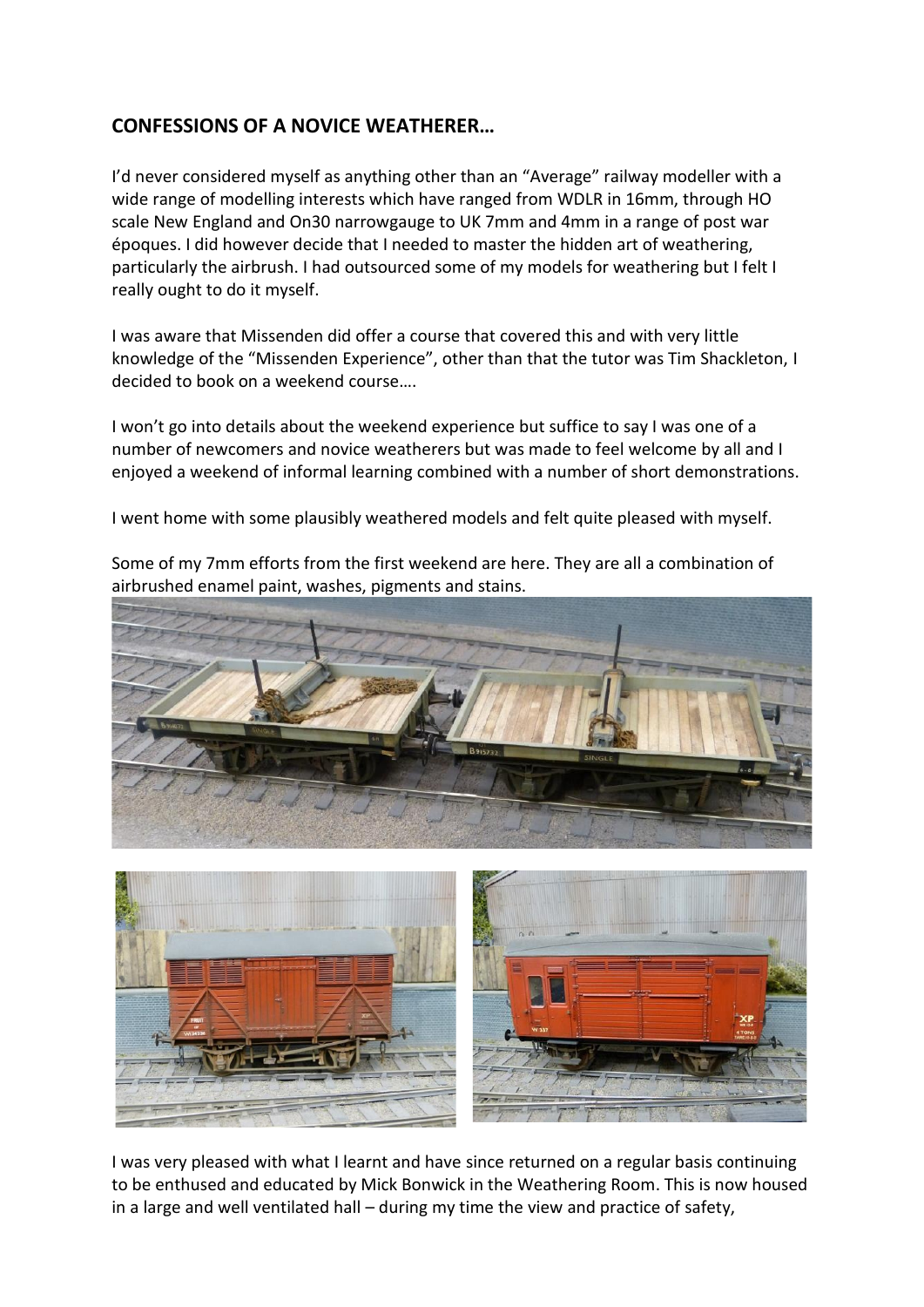## CONFESSIONS OF A NOVICE WEATHERER…

I'd never considered myself as anything other than an "Average" railway modeller with a wide range of modelling interests which have ranged from WDLR in 16mm, through HO scale New England and On30 narrowgauge to UK 7mm and 4mm in a range of post war époques. I did however decide that I needed to master the hidden art of weathering, particularly the airbrush. I had outsourced some of my models for weathering but I felt I really ought to do it myself.

I was aware that Missenden did offer a course that covered this and with very little knowledge of the "Missenden Experience", other than that the tutor was Tim Shackleton, I decided to book on a weekend course….

I won't go into details about the weekend experience but suffice to say I was one of a number of newcomers and novice weatherers but was made to feel welcome by all and I enjoyed a weekend of informal learning combined with a number of short demonstrations.

I went home with some plausibly weathered models and felt quite pleased with myself.

Some of my 7mm efforts from the first weekend are here. They are all a combination of airbrushed enamel paint, washes, pigments and stains.

I was very pleased with what I learnt and have since returned on a regular basis continuing to be enthused and educated by Mick Bonwick in the Weathering Room. This is now housed in a large and well ventilated hall – during my time the view and practice of safety,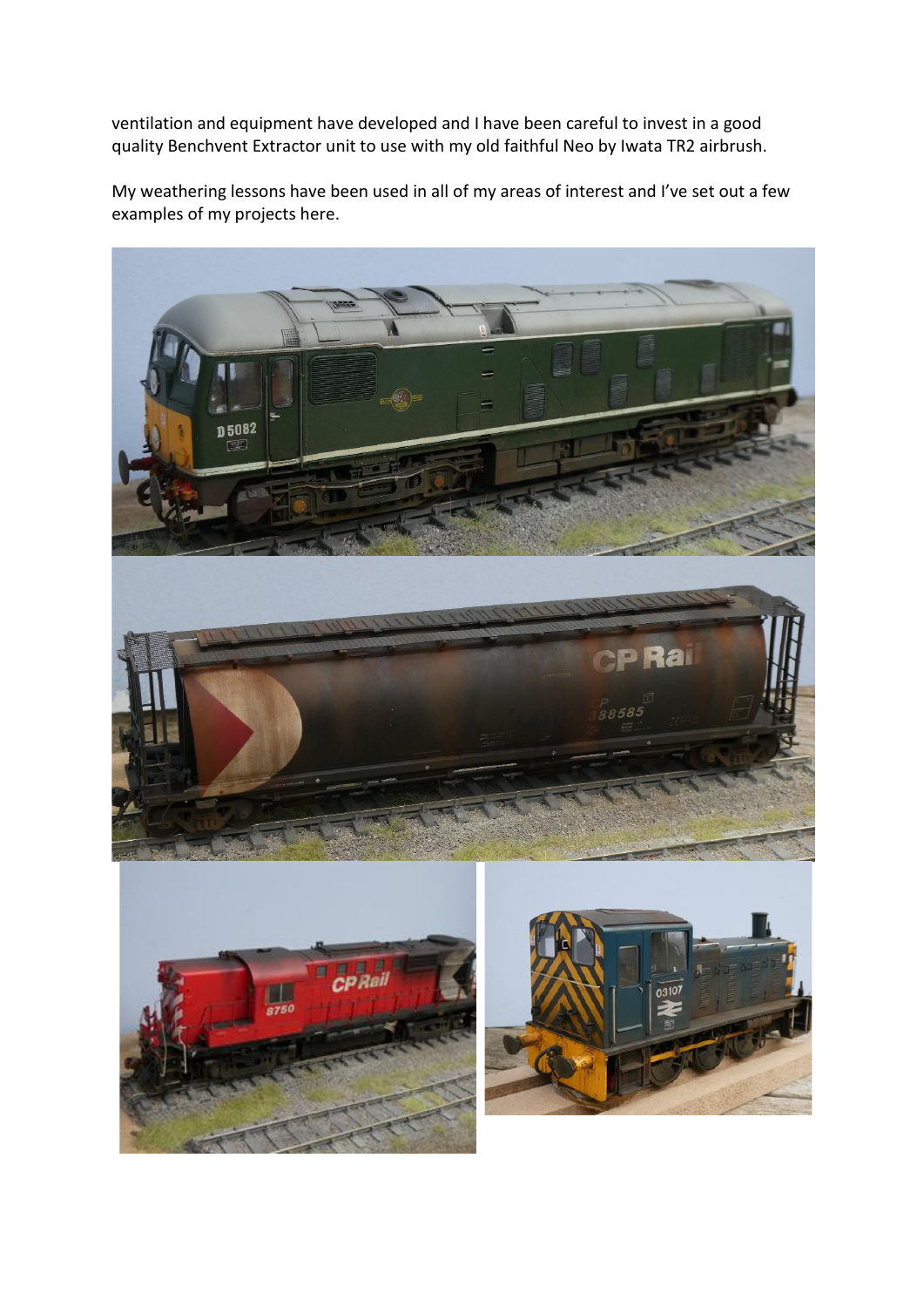ventilation and equipment have developed and I have been careful to invest in a good quality Benchvent Extractor unit to use with my old faithful Neo by Iwata TR2 airbrush.

My weathering lessons have been used in all of my areas of interest and I've set out a few examples of my projects here.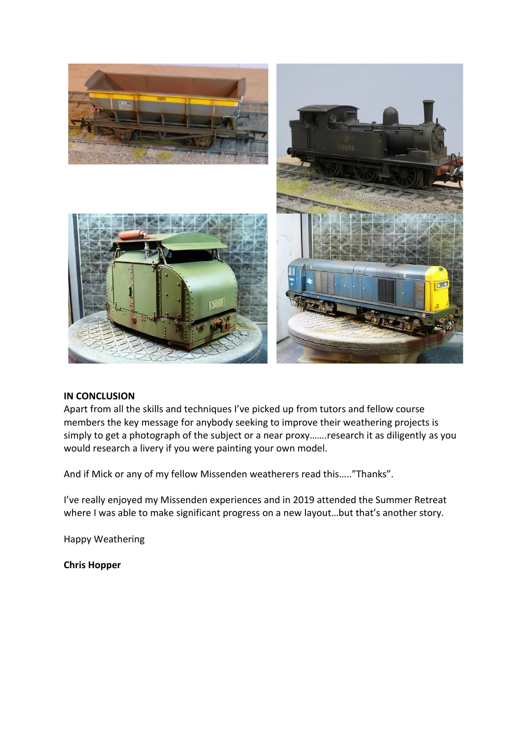**IN CONCLUSION**

Apart from all the skills and techniques I've picked up from tutors and fellow course members the key message for anybody seeking to improve their weathering projects is simply to get a photograph of the subject or a near proxy…….research it as diligently as you would research a livery if you were painting your own model.

And if Mick or any of my fellow Missenden weatherers read this….."Thanks".

I've really enjoyed my Missenden experiences and in 2019 attended the Summer Retreat where I was able to make significant progress on a new layout…but that's another story.

Happy Weathering

**Chris Hopper**